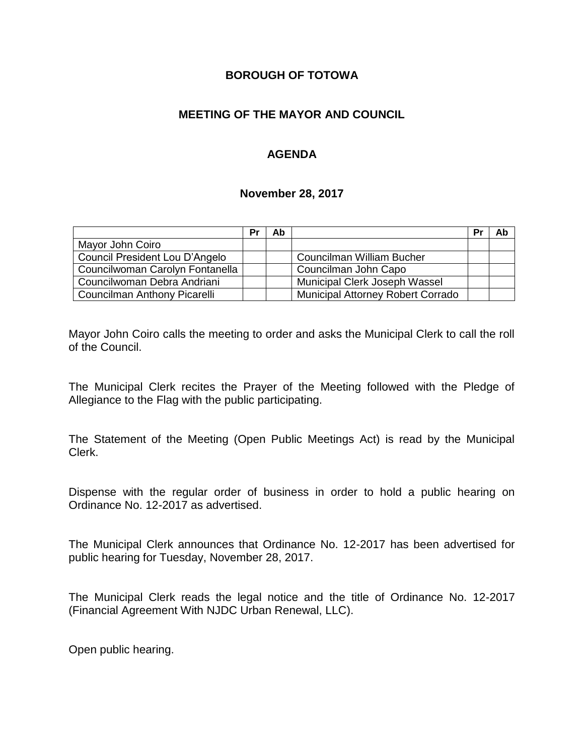**BOROUGH OF TOTOWA**

**MEETING OF THE MAYOR AND COUNCIL**

**AGENDA**

**November 28, 2017**

| | Pr | Ab | | Pr | Ab |
|---|---|---|---|---|---|
| Mayor John Coiro | | | | | |
| Council President Lou D'Angelo | | | Councilman William Bucher | | |
| Councilwoman Carolyn Fontanella | | | Councilman John Capo | | |
| Councilwoman Debra Andriani | | | Municipal Clerk Joseph Wassel | | |
| Councilman Anthony Picarelli | | | Municipal Attorney Robert Corrado | | |

Mayor John Coiro calls the meeting to order and asks the Municipal Clerk to call the roll of the Council.

The Municipal Clerk recites the Prayer of the Meeting followed with the Pledge of Allegiance to the Flag with the public participating.

The Statement of the Meeting (Open Public Meetings Act) is read by the Municipal Clerk.

Dispense with the regular order of business in order to hold a public hearing on Ordinance No. 12-2017 as advertised.

The Municipal Clerk announces that Ordinance No. 12-2017 has been advertised for public hearing for Tuesday, November 28, 2017.

The Municipal Clerk reads the legal notice and the title of Ordinance No. 12-2017 (Financial Agreement With NJDC Urban Renewal, LLC).

Open public hearing.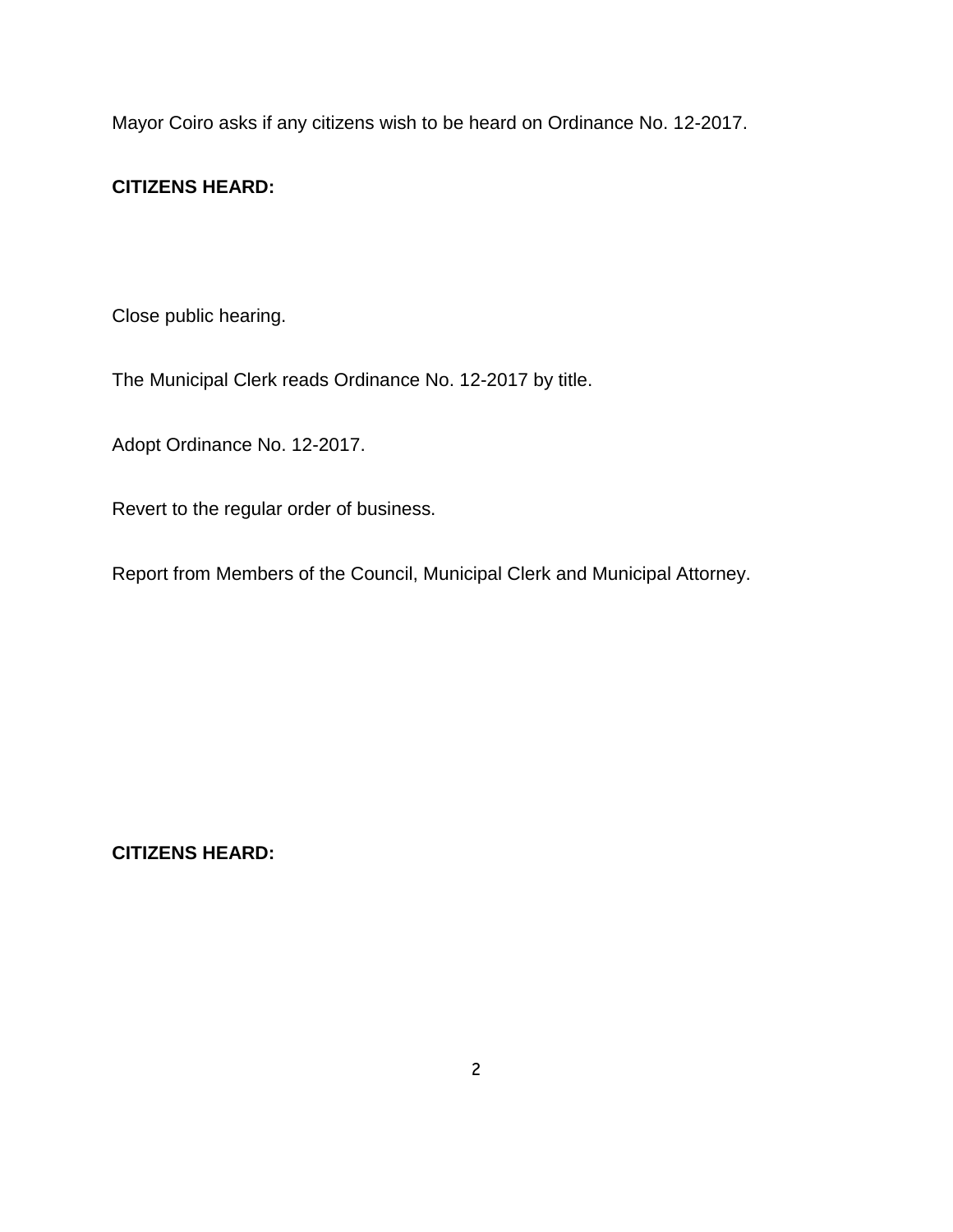Mayor Coiro asks if any citizens wish to be heard on Ordinance No. 12-2017.

**CITIZENS HEARD:**

Close public hearing.

The Municipal Clerk reads Ordinance No. 12-2017 by title.

Adopt Ordinance No. 12-2017.

Revert to the regular order of business.

Report from Members of the Council, Municipal Clerk and Municipal Attorney.

**CITIZENS HEARD:**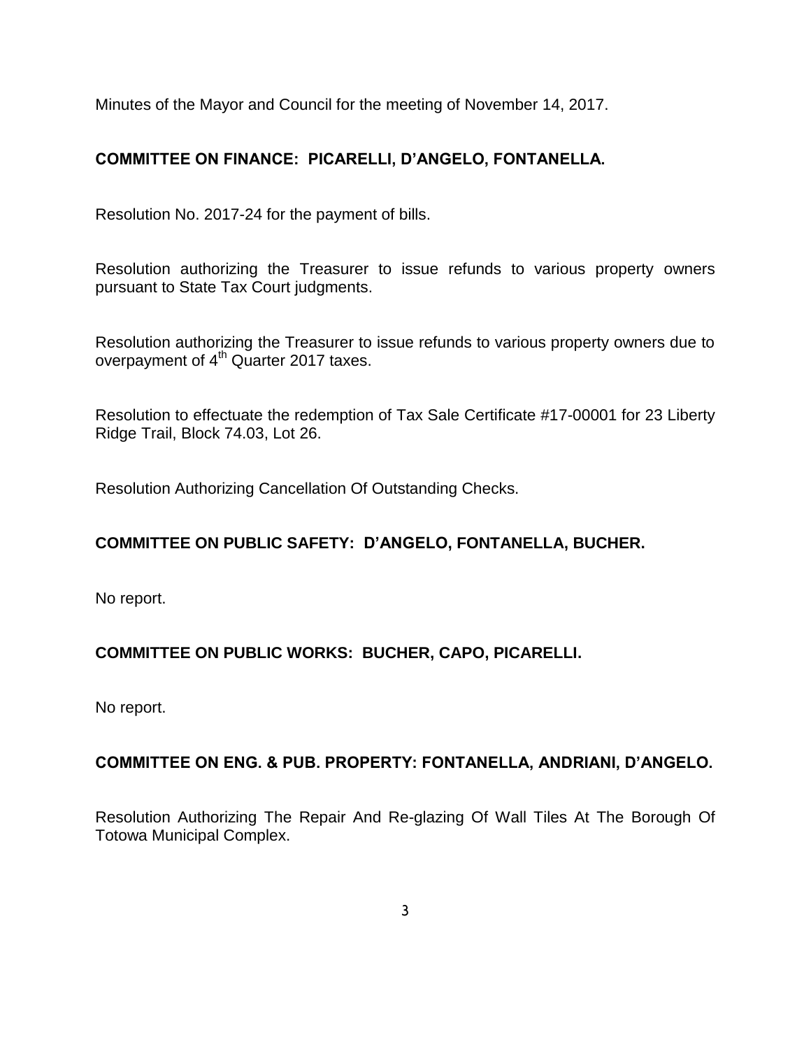Minutes of the Mayor and Council for the meeting of November 14, 2017.

**COMMITTEE ON FINANCE: PICARELLI, D'ANGELO, FONTANELLA.**

Resolution No. 2017-24 for the payment of bills.

Resolution authorizing the Treasurer to issue refunds to various property owners pursuant to State Tax Court judgments.

Resolution authorizing the Treasurer to issue refunds to various property owners due to overpayment of 4th Quarter 2017 taxes.

Resolution to effectuate the redemption of Tax Sale Certificate #17-00001 for 23 Liberty Ridge Trail, Block 74.03, Lot 26.

Resolution Authorizing Cancellation Of Outstanding Checks.

**COMMITTEE ON PUBLIC SAFETY: D'ANGELO, FONTANELLA, BUCHER.**

No report.

**COMMITTEE ON PUBLIC WORKS: BUCHER, CAPO, PICARELLI.**

No report.

**COMMITTEE ON ENG. & PUB. PROPERTY: FONTANELLA, ANDRIANI, D'ANGELO.**

Resolution Authorizing The Repair And Re-glazing Of Wall Tiles At The Borough Of Totowa Municipal Complex.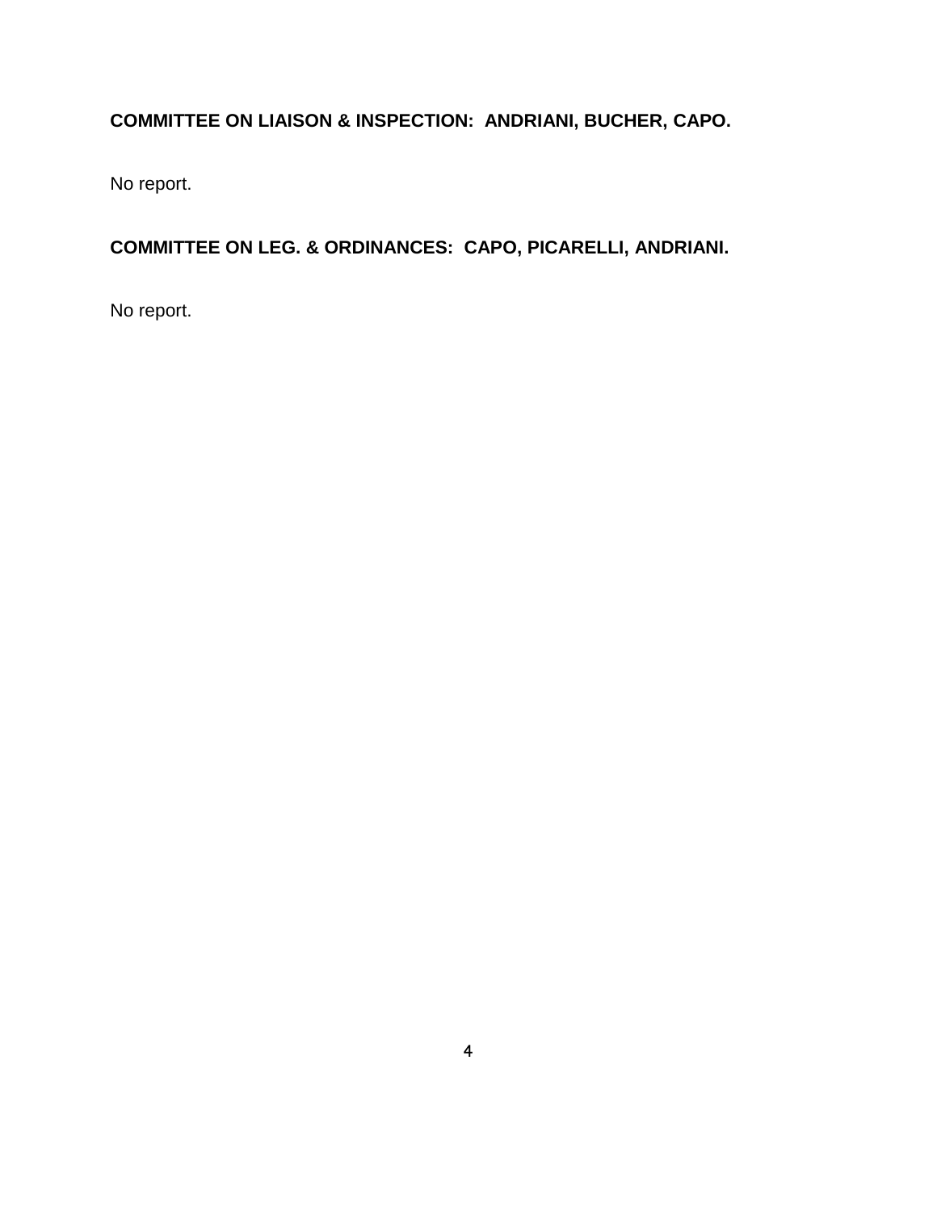**COMMITTEE ON LIAISON & INSPECTION: ANDRIANI, BUCHER, CAPO.**

No report.

**COMMITTEE ON LEG. & ORDINANCES: CAPO, PICARELLI, ANDRIANI.**

No report.